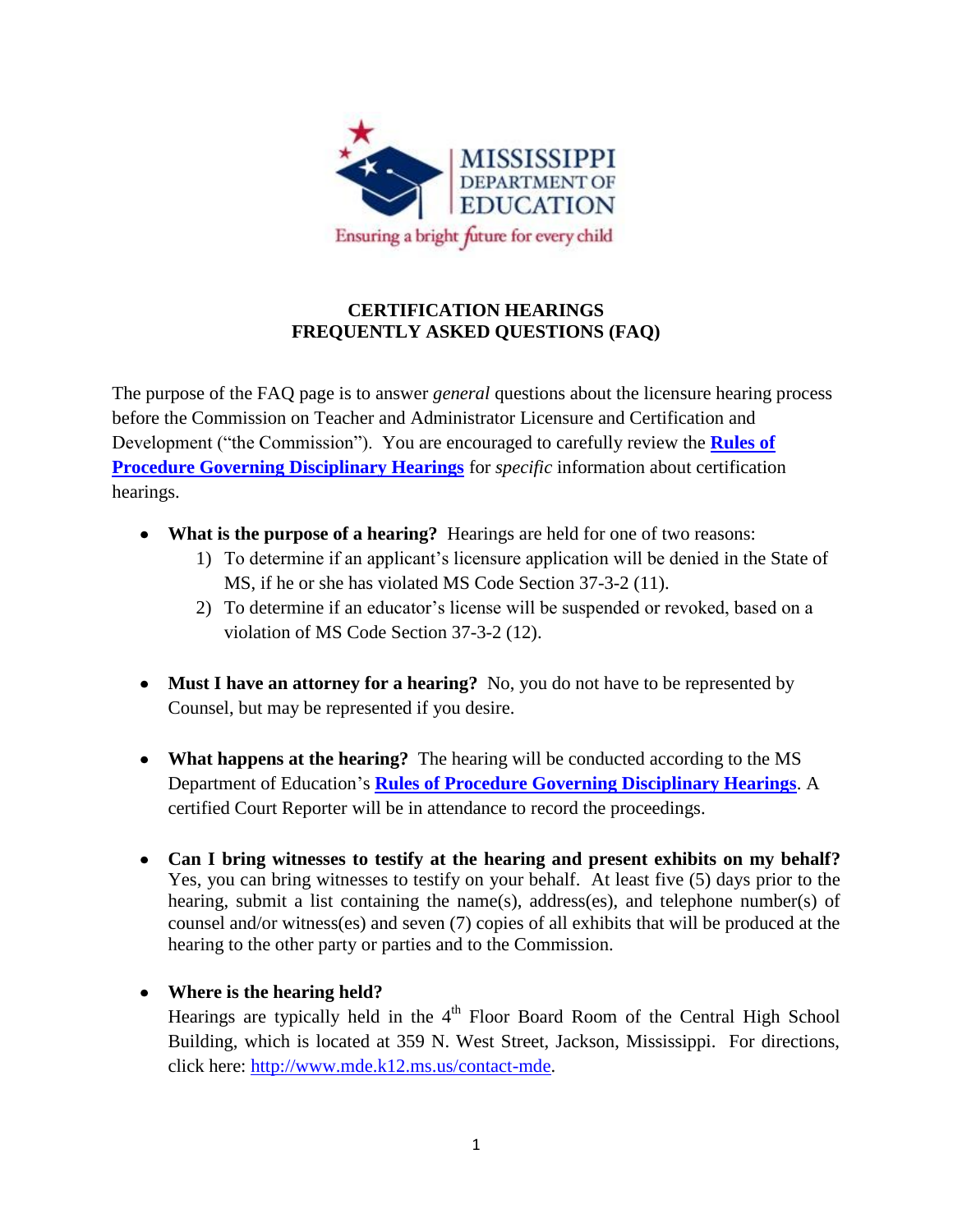MISSISSIPPI DEPARTMENT OF EDUCATION

Ensuring a bright future for every child

# CERTIFICATION HEARINGS
# FREQUENTLY ASKED QUESTIONS (FAQ)

The purpose of the FAQ page is to answer *general* questions about the licensure hearing process before the Commission on Teacher and Administrator Licensure and Certification and Development ("the Commission"). You are encouraged to carefully review the **Rules of Procedure Governing Disciplinary Hearings** for *specific* information about certification hearings.

- **What is the purpose of a hearing?** Hearings are held for one of two reasons:
  1) To determine if an applicant's licensure application will be denied in the State of MS, if he or she has violated MS Code Section 37-3-2 (11).
  2) To determine if an educator's license will be suspended or revoked, based on a violation of MS Code Section 37-3-2 (12).

- **Must I have an attorney for a hearing?** No, you do not have to be represented by Counsel, but may be represented if you desire.

- **What happens at the hearing?** The hearing will be conducted according to the MS Department of Education's **Rules of Procedure Governing Disciplinary Hearings**. A certified Court Reporter will be in attendance to record the proceedings.

- **Can I bring witnesses to testify at the hearing and present exhibits on my behalf?** Yes, you can bring witnesses to testify on your behalf. At least five (5) days prior to the hearing, submit a list containing the name(s), address(es), and telephone number(s) of counsel and/or witness(es) and seven (7) copies of all exhibits that will be produced at the hearing to the other party or parties and to the Commission.

- **Where is the hearing held?**
  Hearings are typically held in the 4th Floor Board Room of the Central High School Building, which is located at 359 N. West Street, Jackson, Mississippi. For directions, click here: http://www.mde.k12.ms.us/contact-mde.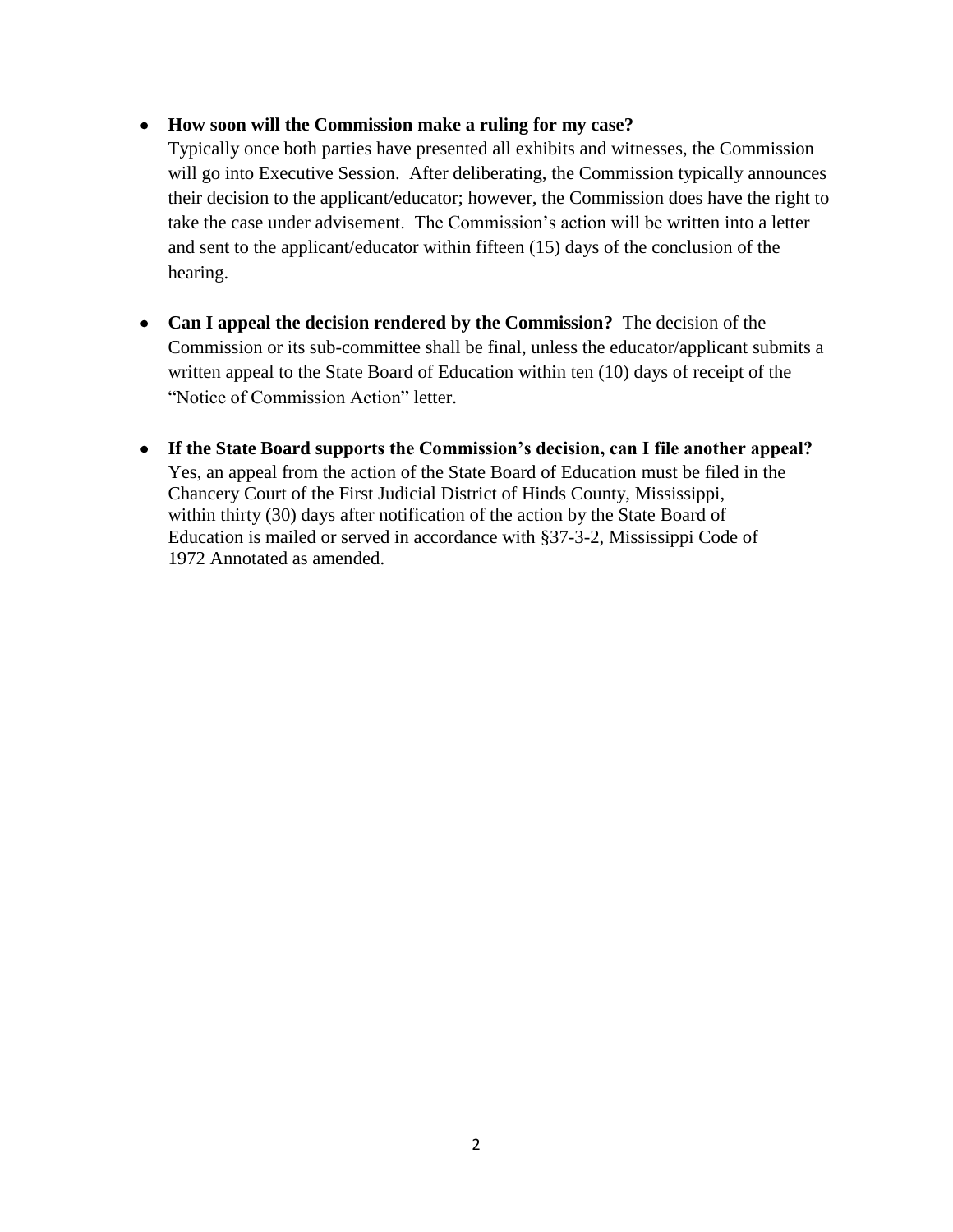- **How soon will the Commission make a ruling for my case?**
  Typically once both parties have presented all exhibits and witnesses, the Commission will go into Executive Session. After deliberating, the Commission typically announces their decision to the applicant/educator; however, the Commission does have the right to take the case under advisement. The Commission's action will be written into a letter and sent to the applicant/educator within fifteen (15) days of the conclusion of the hearing.

- **Can I appeal the decision rendered by the Commission?** The decision of the Commission or its sub-committee shall be final, unless the educator/applicant submits a written appeal to the State Board of Education within ten (10) days of receipt of the "Notice of Commission Action" letter.

- **If the State Board supports the Commission's decision, can I file another appeal?**
  Yes, an appeal from the action of the State Board of Education must be filed in the Chancery Court of the First Judicial District of Hinds County, Mississippi, within thirty (30) days after notification of the action by the State Board of Education is mailed or served in accordance with §37-3-2, Mississippi Code of 1972 Annotated as amended.